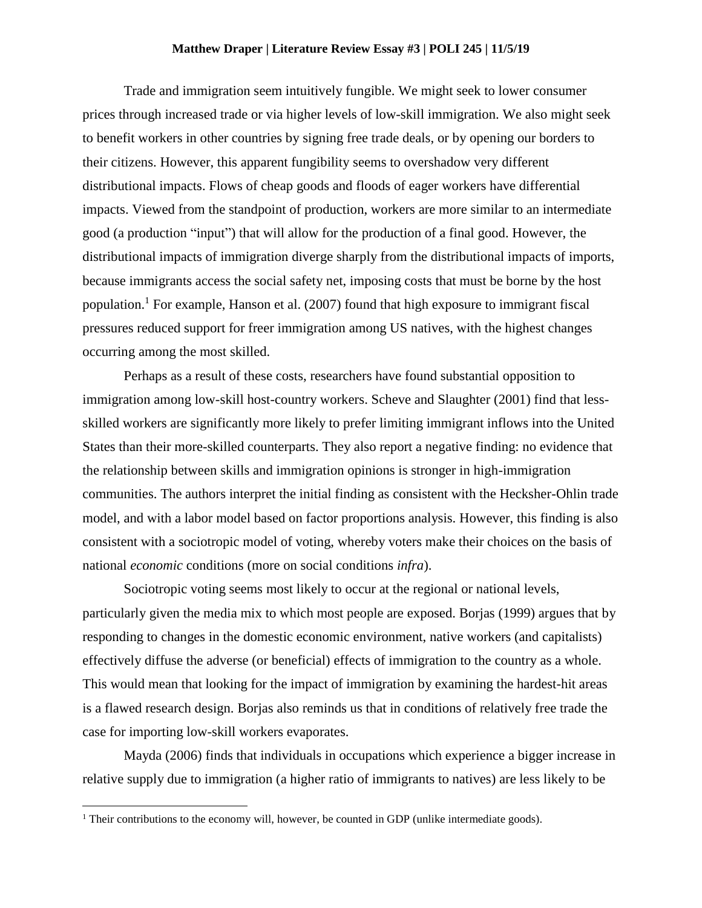**Matthew Draper | Literature Review Essay #3 | POLI 245 | 11/5/19**

Trade and immigration seem intuitively fungible. We might seek to lower consumer prices through increased trade or via higher levels of low-skill immigration. We also might seek to benefit workers in other countries by signing free trade deals, or by opening our borders to their citizens. However, this apparent fungibility seems to overshadow very different distributional impacts. Flows of cheap goods and floods of eager workers have differential impacts. Viewed from the standpoint of production, workers are more similar to an intermediate good (a production "input") that will allow for the production of a final good. However, the distributional impacts of immigration diverge sharply from the distributional impacts of imports, because immigrants access the social safety net, imposing costs that must be borne by the host population.[1] For example, Hanson et al. (2007) found that high exposure to immigrant fiscal pressures reduced support for freer immigration among US natives, with the highest changes occurring among the most skilled.

Perhaps as a result of these costs, researchers have found substantial opposition to immigration among low-skill host-country workers. Scheve and Slaughter (2001) find that less-skilled workers are significantly more likely to prefer limiting immigrant inflows into the United States than their more-skilled counterparts. They also report a negative finding: no evidence that the relationship between skills and immigration opinions is stronger in high-immigration communities. The authors interpret the initial finding as consistent with the Hecksher-Ohlin trade model, and with a labor model based on factor proportions analysis. However, this finding is also consistent with a sociotropic model of voting, whereby voters make their choices on the basis of national *economic* conditions (more on social conditions *infra*).

Sociotropic voting seems most likely to occur at the regional or national levels, particularly given the media mix to which most people are exposed. Borjas (1999) argues that by responding to changes in the domestic economic environment, native workers (and capitalists) effectively diffuse the adverse (or beneficial) effects of immigration to the country as a whole. This would mean that looking for the impact of immigration by examining the hardest-hit areas is a flawed research design. Borjas also reminds us that in conditions of relatively free trade the case for importing low-skill workers evaporates.

Mayda (2006) finds that individuals in occupations which experience a bigger increase in relative supply due to immigration (a higher ratio of immigrants to natives) are less likely to be

[1] Their contributions to the economy will, however, be counted in GDP (unlike intermediate goods).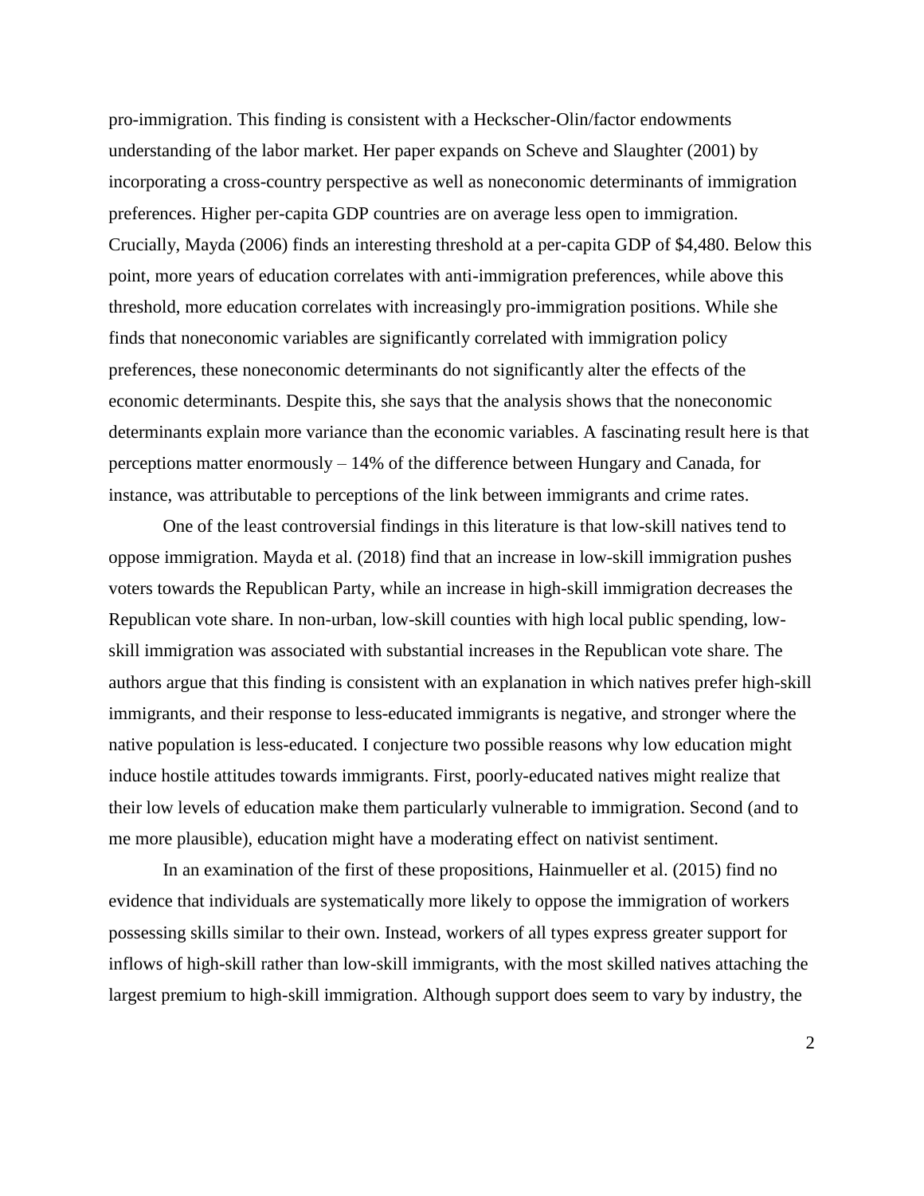pro-immigration. This finding is consistent with a Heckscher-Olin/factor endowments understanding of the labor market. Her paper expands on Scheve and Slaughter (2001) by incorporating a cross-country perspective as well as noneconomic determinants of immigration preferences. Higher per-capita GDP countries are on average less open to immigration. Crucially, Mayda (2006) finds an interesting threshold at a per-capita GDP of $4,480. Below this point, more years of education correlates with anti-immigration preferences, while above this threshold, more education correlates with increasingly pro-immigration positions. While she finds that noneconomic variables are significantly correlated with immigration policy preferences, these noneconomic determinants do not significantly alter the effects of the economic determinants. Despite this, she says that the analysis shows that the noneconomic determinants explain more variance than the economic variables. A fascinating result here is that perceptions matter enormously – 14% of the difference between Hungary and Canada, for instance, was attributable to perceptions of the link between immigrants and crime rates.

One of the least controversial findings in this literature is that low-skill natives tend to oppose immigration. Mayda et al. (2018) find that an increase in low-skill immigration pushes voters towards the Republican Party, while an increase in high-skill immigration decreases the Republican vote share. In non-urban, low-skill counties with high local public spending, low-skill immigration was associated with substantial increases in the Republican vote share. The authors argue that this finding is consistent with an explanation in which natives prefer high-skill immigrants, and their response to less-educated immigrants is negative, and stronger where the native population is less-educated. I conjecture two possible reasons why low education might induce hostile attitudes towards immigrants. First, poorly-educated natives might realize that their low levels of education make them particularly vulnerable to immigration. Second (and to me more plausible), education might have a moderating effect on nativist sentiment.

In an examination of the first of these propositions, Hainmueller et al. (2015) find no evidence that individuals are systematically more likely to oppose the immigration of workers possessing skills similar to their own. Instead, workers of all types express greater support for inflows of high-skill rather than low-skill immigrants, with the most skilled natives attaching the largest premium to high-skill immigration. Although support does seem to vary by industry, the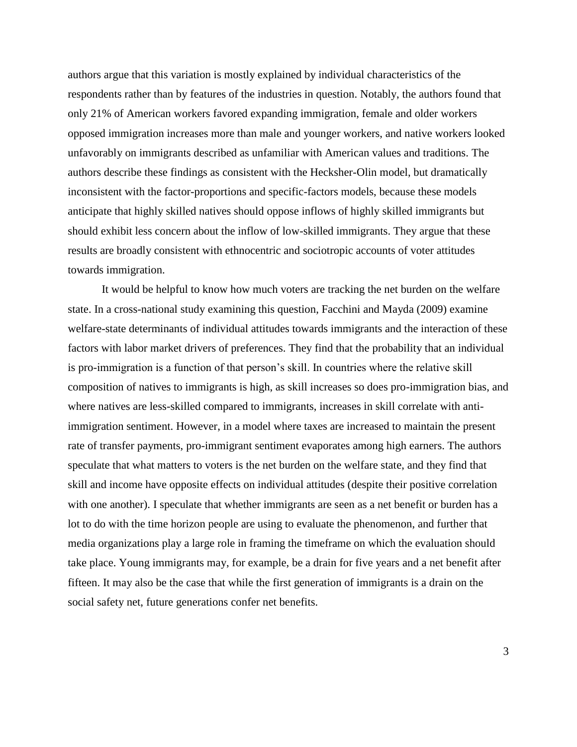authors argue that this variation is mostly explained by individual characteristics of the respondents rather than by features of the industries in question. Notably, the authors found that only 21% of American workers favored expanding immigration, female and older workers opposed immigration increases more than male and younger workers, and native workers looked unfavorably on immigrants described as unfamiliar with American values and traditions. The authors describe these findings as consistent with the Hecksher-Olin model, but dramatically inconsistent with the factor-proportions and specific-factors models, because these models anticipate that highly skilled natives should oppose inflows of highly skilled immigrants but should exhibit less concern about the inflow of low-skilled immigrants. They argue that these results are broadly consistent with ethnocentric and sociotropic accounts of voter attitudes towards immigration.

It would be helpful to know how much voters are tracking the net burden on the welfare state. In a cross-national study examining this question, Facchini and Mayda (2009) examine welfare-state determinants of individual attitudes towards immigrants and the interaction of these factors with labor market drivers of preferences. They find that the probability that an individual is pro-immigration is a function of that person's skill. In countries where the relative skill composition of natives to immigrants is high, as skill increases so does pro-immigration bias, and where natives are less-skilled compared to immigrants, increases in skill correlate with anti-immigration sentiment. However, in a model where taxes are increased to maintain the present rate of transfer payments, pro-immigrant sentiment evaporates among high earners. The authors speculate that what matters to voters is the net burden on the welfare state, and they find that skill and income have opposite effects on individual attitudes (despite their positive correlation with one another). I speculate that whether immigrants are seen as a net benefit or burden has a lot to do with the time horizon people are using to evaluate the phenomenon, and further that media organizations play a large role in framing the timeframe on which the evaluation should take place. Young immigrants may, for example, be a drain for five years and a net benefit after fifteen. It may also be the case that while the first generation of immigrants is a drain on the social safety net, future generations confer net benefits.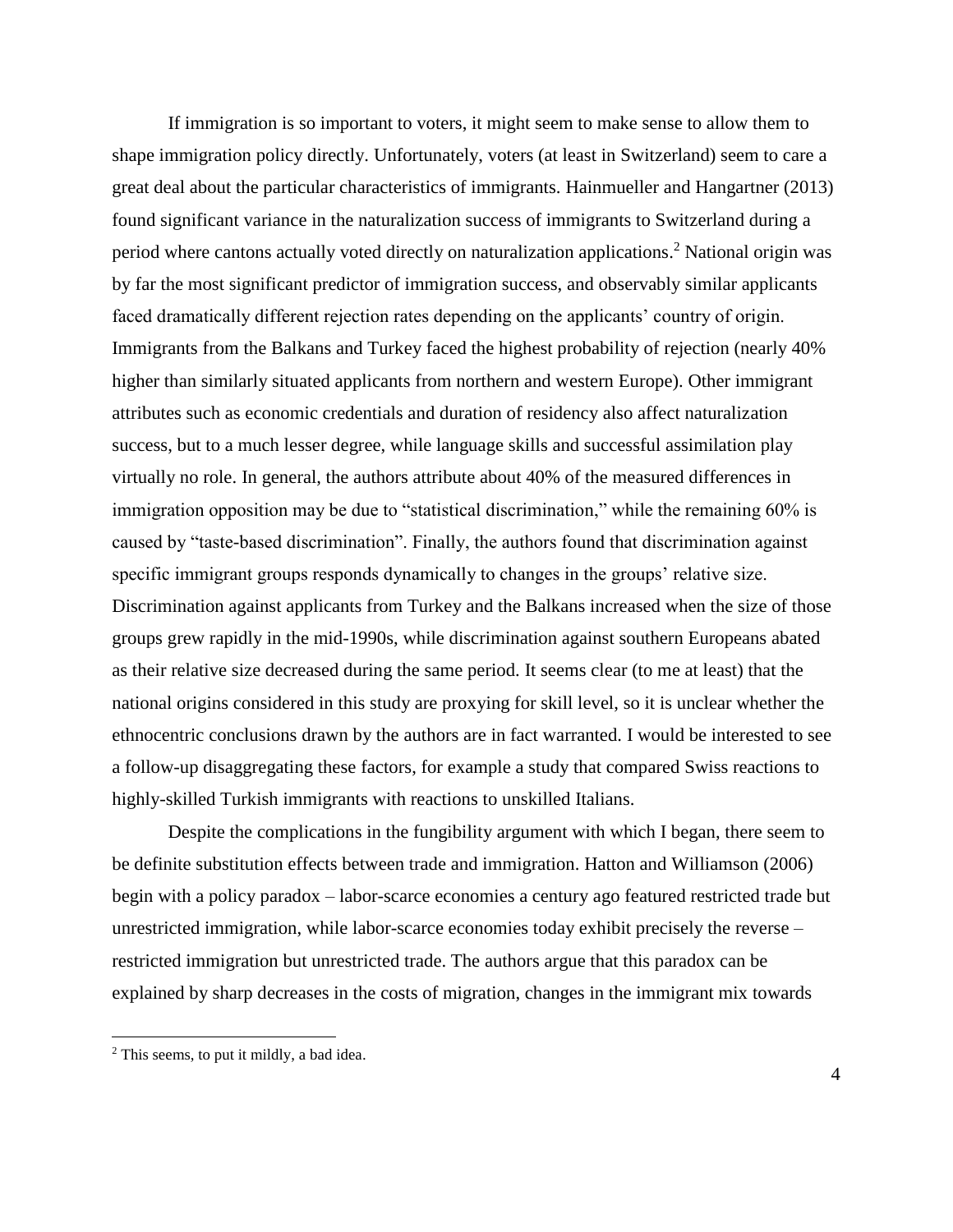If immigration is so important to voters, it might seem to make sense to allow them to shape immigration policy directly. Unfortunately, voters (at least in Switzerland) seem to care a great deal about the particular characteristics of immigrants. Hainmueller and Hangartner (2013) found significant variance in the naturalization success of immigrants to Switzerland during a period where cantons actually voted directly on naturalization applications.[2] National origin was by far the most significant predictor of immigration success, and observably similar applicants faced dramatically different rejection rates depending on the applicants' country of origin. Immigrants from the Balkans and Turkey faced the highest probability of rejection (nearly 40% higher than similarly situated applicants from northern and western Europe). Other immigrant attributes such as economic credentials and duration of residency also affect naturalization success, but to a much lesser degree, while language skills and successful assimilation play virtually no role. In general, the authors attribute about 40% of the measured differences in immigration opposition may be due to "statistical discrimination," while the remaining 60% is caused by "taste-based discrimination". Finally, the authors found that discrimination against specific immigrant groups responds dynamically to changes in the groups' relative size. Discrimination against applicants from Turkey and the Balkans increased when the size of those groups grew rapidly in the mid-1990s, while discrimination against southern Europeans abated as their relative size decreased during the same period. It seems clear (to me at least) that the national origins considered in this study are proxying for skill level, so it is unclear whether the ethnocentric conclusions drawn by the authors are in fact warranted. I would be interested to see a follow-up disaggregating these factors, for example a study that compared Swiss reactions to highly-skilled Turkish immigrants with reactions to unskilled Italians.

Despite the complications in the fungibility argument with which I began, there seem to be definite substitution effects between trade and immigration. Hatton and Williamson (2006) begin with a policy paradox – labor-scarce economies a century ago featured restricted trade but unrestricted immigration, while labor-scarce economies today exhibit precisely the reverse – restricted immigration but unrestricted trade. The authors argue that this paradox can be explained by sharp decreases in the costs of migration, changes in the immigrant mix towards

[2] This seems, to put it mildly, a bad idea.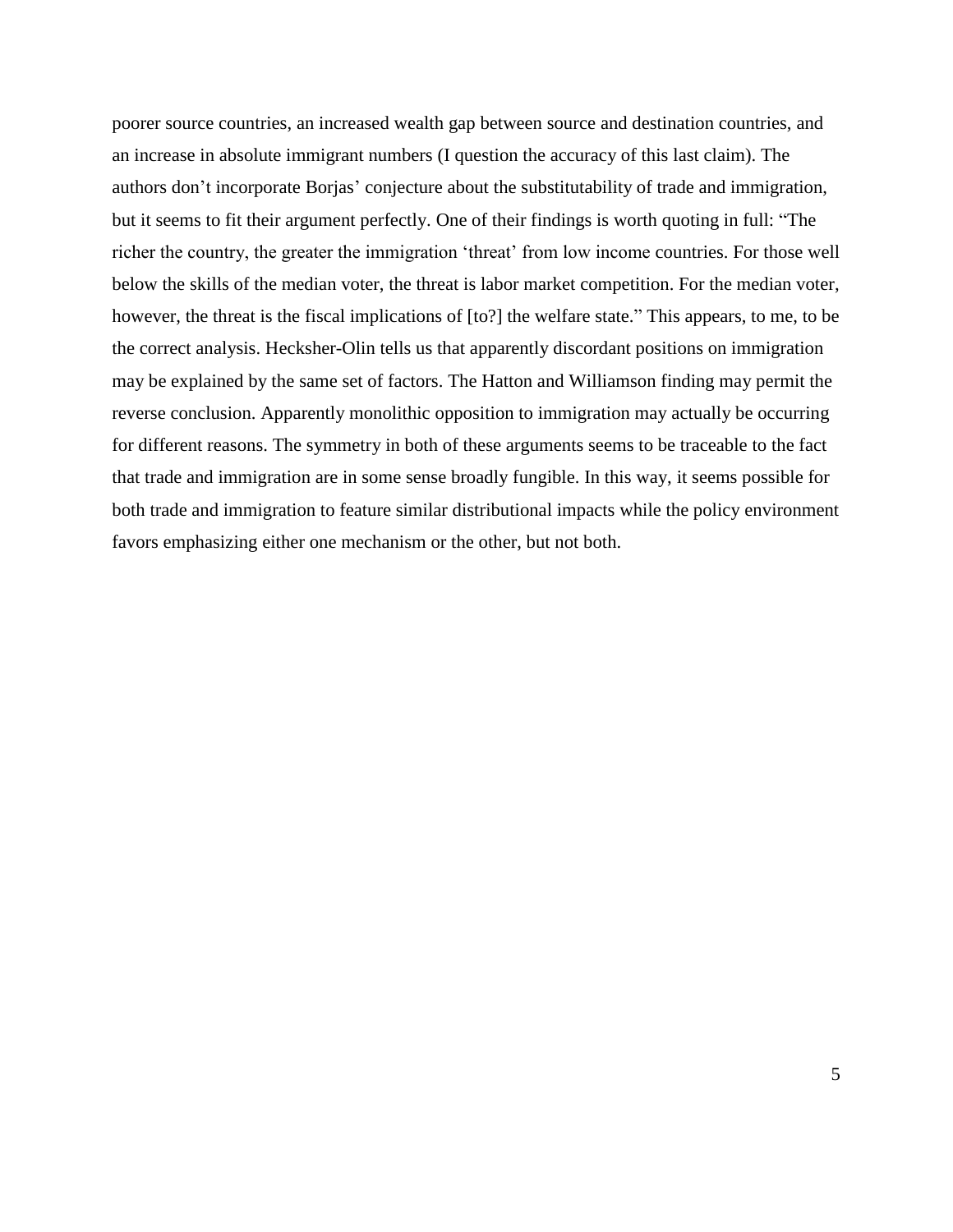poorer source countries, an increased wealth gap between source and destination countries, and an increase in absolute immigrant numbers (I question the accuracy of this last claim). The authors don't incorporate Borjas' conjecture about the substitutability of trade and immigration, but it seems to fit their argument perfectly. One of their findings is worth quoting in full: "The richer the country, the greater the immigration 'threat' from low income countries. For those well below the skills of the median voter, the threat is labor market competition. For the median voter, however, the threat is the fiscal implications of [to?] the welfare state." This appears, to me, to be the correct analysis. Hecksher-Olin tells us that apparently discordant positions on immigration may be explained by the same set of factors. The Hatton and Williamson finding may permit the reverse conclusion. Apparently monolithic opposition to immigration may actually be occurring for different reasons. The symmetry in both of these arguments seems to be traceable to the fact that trade and immigration are in some sense broadly fungible. In this way, it seems possible for both trade and immigration to feature similar distributional impacts while the policy environment favors emphasizing either one mechanism or the other, but not both.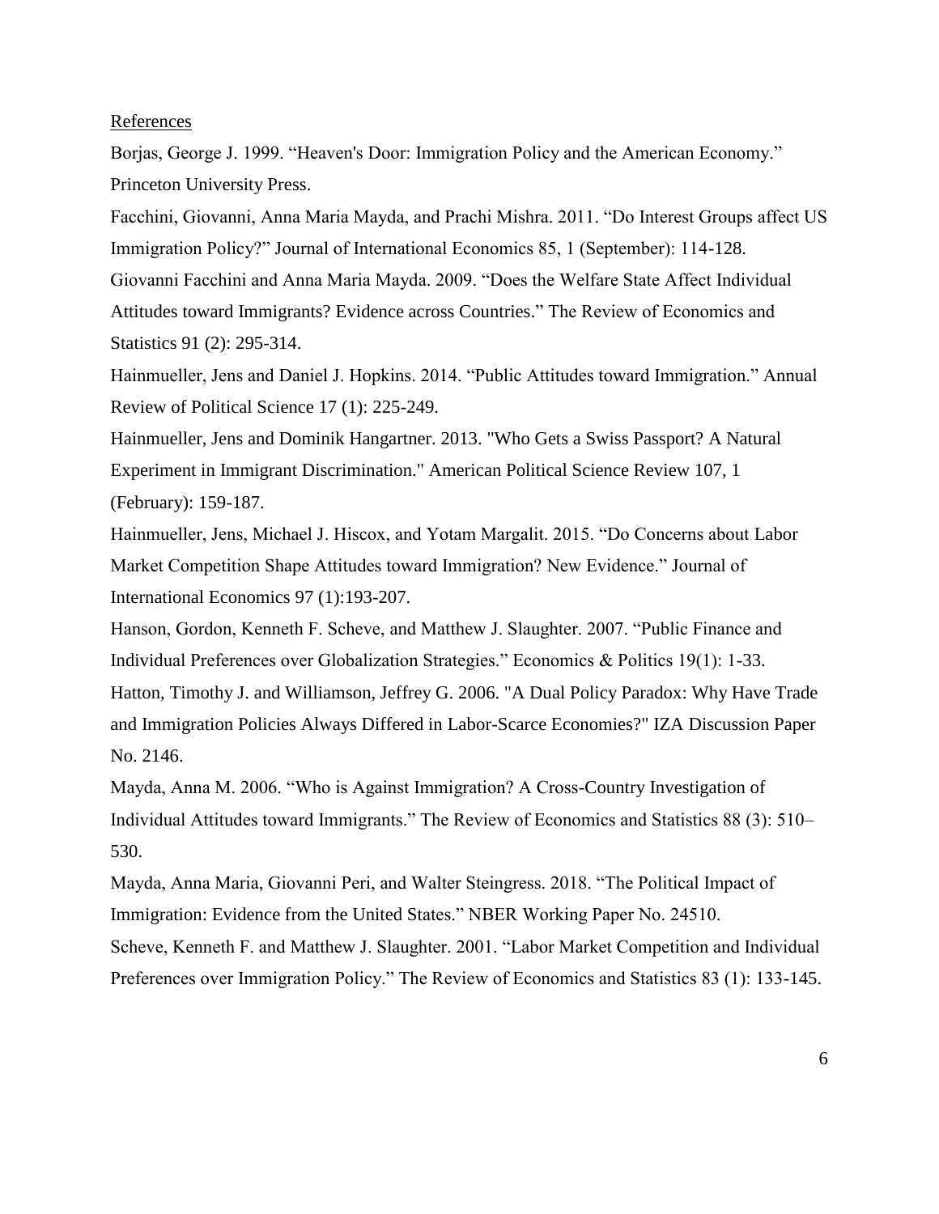References

Borjas, George J. 1999. "Heaven's Door: Immigration Policy and the American Economy." Princeton University Press.

Facchini, Giovanni, Anna Maria Mayda, and Prachi Mishra. 2011. "Do Interest Groups affect US Immigration Policy?" Journal of International Economics 85, 1 (September): 114-128.

Giovanni Facchini and Anna Maria Mayda. 2009. "Does the Welfare State Affect Individual Attitudes toward Immigrants? Evidence across Countries." The Review of Economics and Statistics 91 (2): 295-314.

Hainmueller, Jens and Daniel J. Hopkins. 2014. "Public Attitudes toward Immigration." Annual Review of Political Science 17 (1): 225-249.

Hainmueller, Jens and Dominik Hangartner. 2013. "Who Gets a Swiss Passport? A Natural Experiment in Immigrant Discrimination." American Political Science Review 107, 1 (February): 159-187.

Hainmueller, Jens, Michael J. Hiscox, and Yotam Margalit. 2015. "Do Concerns about Labor Market Competition Shape Attitudes toward Immigration? New Evidence." Journal of International Economics 97 (1):193-207.

Hanson, Gordon, Kenneth F. Scheve, and Matthew J. Slaughter. 2007. "Public Finance and Individual Preferences over Globalization Strategies." Economics & Politics 19(1): 1-33.

Hatton, Timothy J. and Williamson, Jeffrey G. 2006. "A Dual Policy Paradox: Why Have Trade and Immigration Policies Always Differed in Labor-Scarce Economies?" IZA Discussion Paper No. 2146.

Mayda, Anna M. 2006. "Who is Against Immigration? A Cross-Country Investigation of Individual Attitudes toward Immigrants." The Review of Economics and Statistics 88 (3): 510–530.

Mayda, Anna Maria, Giovanni Peri, and Walter Steingress. 2018. "The Political Impact of Immigration: Evidence from the United States." NBER Working Paper No. 24510.

Scheve, Kenneth F. and Matthew J. Slaughter. 2001. "Labor Market Competition and Individual Preferences over Immigration Policy." The Review of Economics and Statistics 83 (1): 133-145.